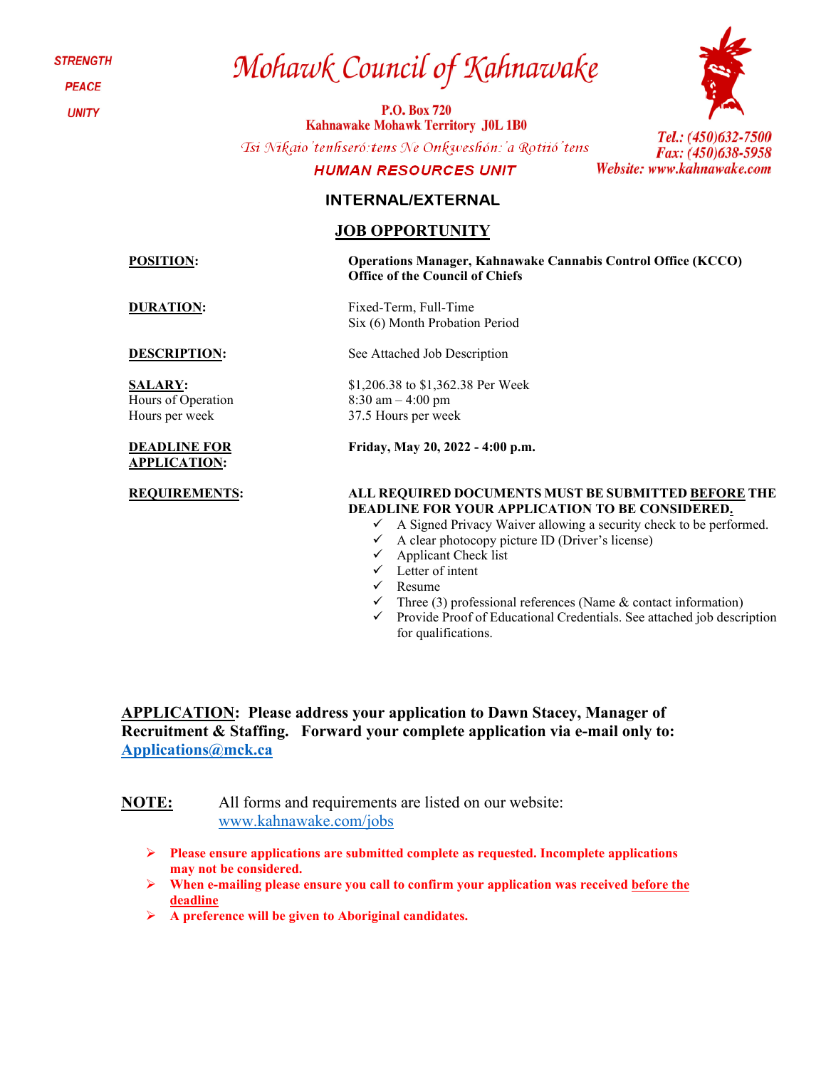STRENGTH

PEACE

UNITY

# Mohawk Council of Kahnawake

**P.O. Box 720**
**Kahnawake Mohawk Territory J0L 1B0**

*Tsi Nikaio'tenhseró:tens Ne Onkweshón:'a Rotiió'tens*

**HUMAN RESOURCES UNIT**

*Tel.: (450)632-7500*
*Fax: (450)638-5958*
*Website: www.kahnawake.com*

## INTERNAL/EXTERNAL

## JOB OPPORTUNITY

**POSITION:** **Operations Manager, Kahnawake Cannabis Control Office (KCCO)**
**Office of the Council of Chiefs**

**DURATION:** Fixed-Term, Full-Time
Six (6) Month Probation Period

**DESCRIPTION:** See Attached Job Description

**SALARY:** $1,206.38 to $1,362.38 Per Week
Hours of Operation: 8:30 am – 4:00 pm
Hours per week: 37.5 Hours per week

**DEADLINE FOR APPLICATION:** **Friday, May 20, 2022 - 4:00 p.m.**

**REQUIREMENTS:** **ALL REQUIRED DOCUMENTS MUST BE SUBMITTED BEFORE THE DEADLINE FOR YOUR APPLICATION TO BE CONSIDERED.**

- ✓ A Signed Privacy Waiver allowing a security check to be performed.
- ✓ A clear photocopy picture ID (Driver's license)
- ✓ Applicant Check list
- ✓ Letter of intent
- ✓ Resume
- ✓ Three (3) professional references (Name & contact information)
- ✓ Provide Proof of Educational Credentials. See attached job description for qualifications.

**APPLICATION: Please address your application to Dawn Stacey, Manager of Recruitment & Staffing. Forward your complete application via e-mail only to: Applications@mck.ca**

**NOTE:** All forms and requirements are listed on our website: www.kahnawake.com/jobs

- **Please ensure applications are submitted complete as requested. Incomplete applications may not be considered.**
- **When e-mailing please ensure you call to confirm your application was received before the deadline**
- **A preference will be given to Aboriginal candidates.**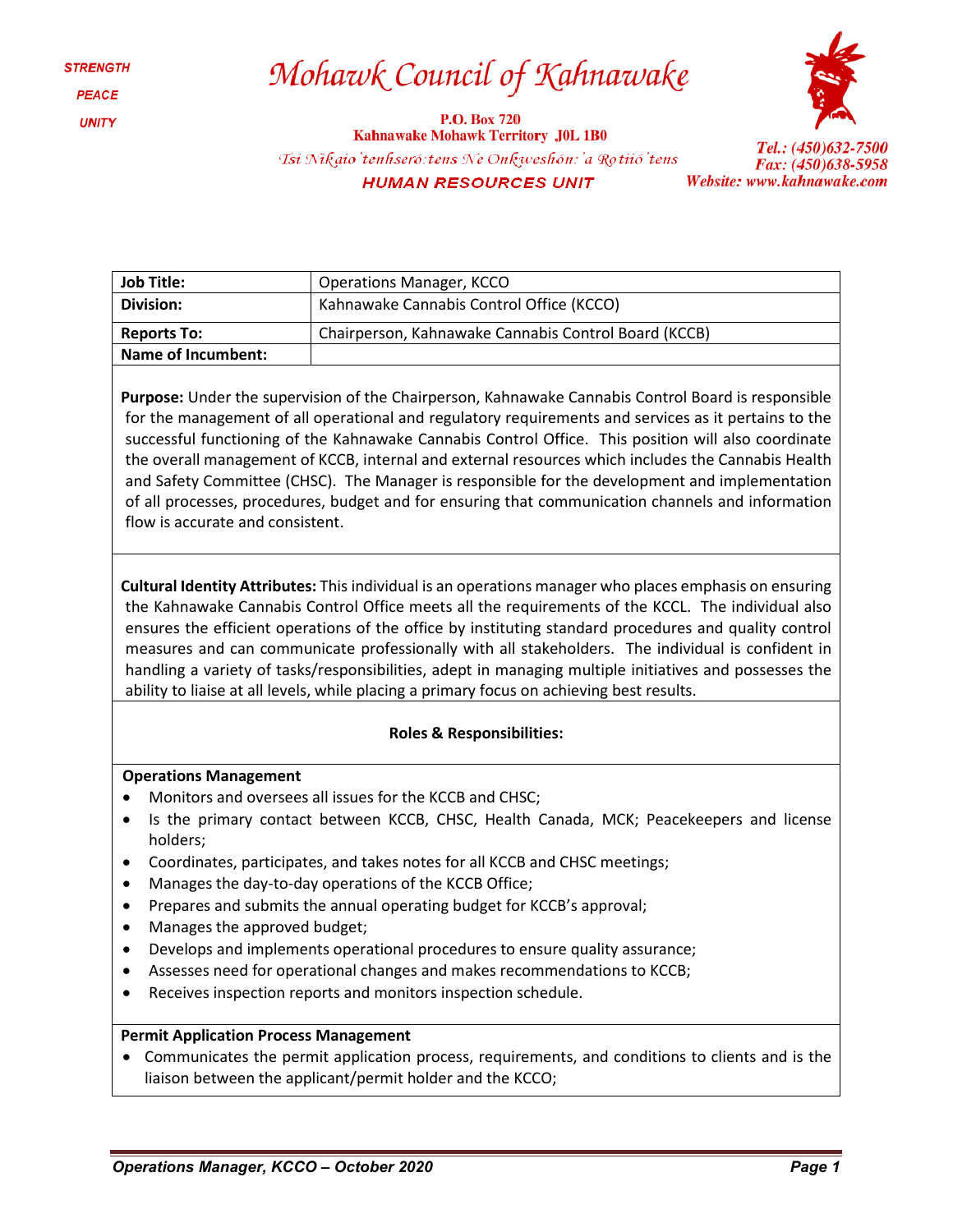STRENGTH

PEACE

UNITY

# Mohawk Council of Kahnawake

**P.O. Box 720**
**Kahnawake Mohawk Territory J0L 1B0**

*Tsi Nikaio'tenhseró:tens Ne Onkweshón:'a Rotiió'tens*

**HUMAN RESOURCES UNIT**

*Tel.: (450)632-7500*
*Fax: (450)638-5958*
*Website: www.kahnawake.com*

| **Job Title:** | Operations Manager, KCCO |
|---|---|
| **Division:** | Kahnawake Cannabis Control Office (KCCO) |
| **Reports To:** | Chairperson, Kahnawake Cannabis Control Board (KCCB) |
| **Name of Incumbent:** | |

**Purpose:** Under the supervision of the Chairperson, Kahnawake Cannabis Control Board is responsible for the management of all operational and regulatory requirements and services as it pertains to the successful functioning of the Kahnawake Cannabis Control Office. This position will also coordinate the overall management of KCCB, internal and external resources which includes the Cannabis Health and Safety Committee (CHSC). The Manager is responsible for the development and implementation of all processes, procedures, budget and for ensuring that communication channels and information flow is accurate and consistent.

**Cultural Identity Attributes:** This individual is an operations manager who places emphasis on ensuring the Kahnawake Cannabis Control Office meets all the requirements of the KCCL. The individual also ensures the efficient operations of the office by instituting standard procedures and quality control measures and can communicate professionally with all stakeholders. The individual is confident in handling a variety of tasks/responsibilities, adept in managing multiple initiatives and possesses the ability to liaise at all levels, while placing a primary focus on achieving best results.

## Roles & Responsibilities:

**Operations Management**

- Monitors and oversees all issues for the KCCB and CHSC;
- Is the primary contact between KCCB, CHSC, Health Canada, MCK; Peacekeepers and license holders;
- Coordinates, participates, and takes notes for all KCCB and CHSC meetings;
- Manages the day-to-day operations of the KCCB Office;
- Prepares and submits the annual operating budget for KCCB's approval;
- Manages the approved budget;
- Develops and implements operational procedures to ensure quality assurance;
- Assesses need for operational changes and makes recommendations to KCCB;
- Receives inspection reports and monitors inspection schedule.

**Permit Application Process Management**

- Communicates the permit application process, requirements, and conditions to clients and is the liaison between the applicant/permit holder and the KCCO;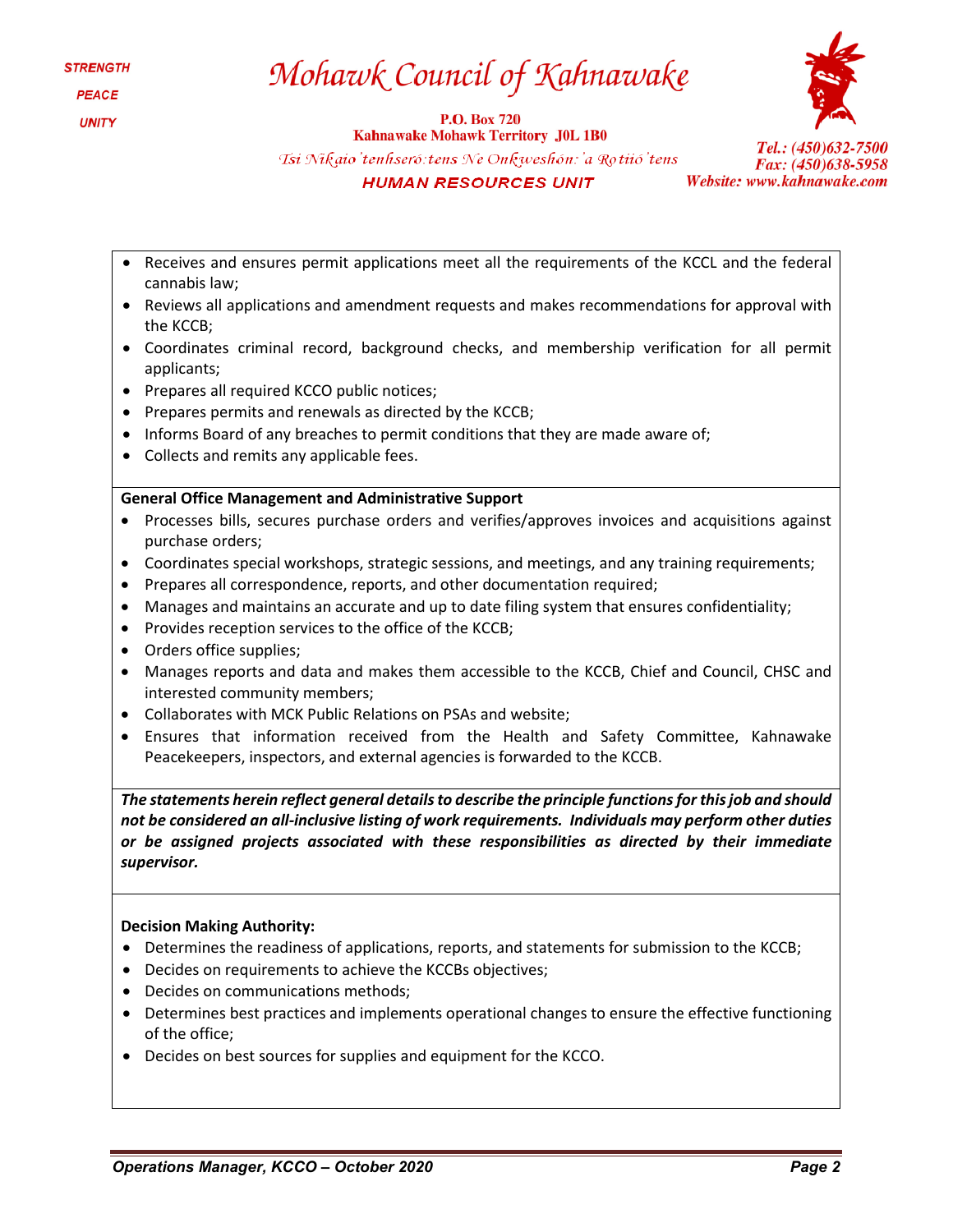- Receives and ensures permit applications meet all the requirements of the KCCL and the federal cannabis law;
- Reviews all applications and amendment requests and makes recommendations for approval with the KCCB;
- Coordinates criminal record, background checks, and membership verification for all permit applicants;
- Prepares all required KCCO public notices;
- Prepares permits and renewals as directed by the KCCB;
- Informs Board of any breaches to permit conditions that they are made aware of;
- Collects and remits any applicable fees.

**General Office Management and Administrative Support**

- Processes bills, secures purchase orders and verifies/approves invoices and acquisitions against purchase orders;
- Coordinates special workshops, strategic sessions, and meetings, and any training requirements;
- Prepares all correspondence, reports, and other documentation required;
- Manages and maintains an accurate and up to date filing system that ensures confidentiality;
- Provides reception services to the office of the KCCB;
- Orders office supplies;
- Manages reports and data and makes them accessible to the KCCB, Chief and Council, CHSC and interested community members;
- Collaborates with MCK Public Relations on PSAs and website;
- Ensures that information received from the Health and Safety Committee, Kahnawake Peacekeepers, inspectors, and external agencies is forwarded to the KCCB.

***The statements herein reflect general details to describe the principle functions for this job and should not be considered an all-inclusive listing of work requirements. Individuals may perform other duties or be assigned projects associated with these responsibilities as directed by their immediate supervisor.***

**Decision Making Authority:**

- Determines the readiness of applications, reports, and statements for submission to the KCCB;
- Decides on requirements to achieve the KCCBs objectives;
- Decides on communications methods;
- Determines best practices and implements operational changes to ensure the effective functioning of the office;
- Decides on best sources for supplies and equipment for the KCCO.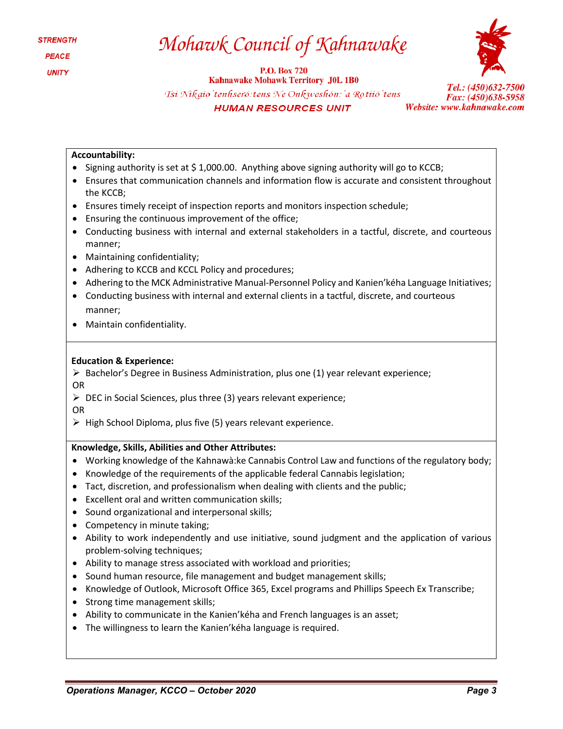**Accountability:**

- Signing authority is set at $ 1,000.00. Anything above signing authority will go to KCCB;
- Ensures that communication channels and information flow is accurate and consistent throughout the KCCB;
- Ensures timely receipt of inspection reports and monitors inspection schedule;
- Ensuring the continuous improvement of the office;
- Conducting business with internal and external stakeholders in a tactful, discrete, and courteous manner;
- Maintaining confidentiality;
- Adhering to KCCB and KCCL Policy and procedures;
- Adhering to the MCK Administrative Manual-Personnel Policy and Kanien'kéha Language Initiatives;
- Conducting business with internal and external clients in a tactful, discrete, and courteous manner;
- Maintain confidentiality.

**Education & Experience:**

- Bachelor's Degree in Business Administration, plus one (1) year relevant experience;

OR

- DEC in Social Sciences, plus three (3) years relevant experience;

OR

- High School Diploma, plus five (5) years relevant experience.

**Knowledge, Skills, Abilities and Other Attributes:**

- Working knowledge of the Kahnawà:ke Cannabis Control Law and functions of the regulatory body;
- Knowledge of the requirements of the applicable federal Cannabis legislation;
- Tact, discretion, and professionalism when dealing with clients and the public;
- Excellent oral and written communication skills;
- Sound organizational and interpersonal skills;
- Competency in minute taking;
- Ability to work independently and use initiative, sound judgment and the application of various problem-solving techniques;
- Ability to manage stress associated with workload and priorities;
- Sound human resource, file management and budget management skills;
- Knowledge of Outlook, Microsoft Office 365, Excel programs and Phillips Speech Ex Transcribe;
- Strong time management skills;
- Ability to communicate in the Kanien'kéha and French languages is an asset;
- The willingness to learn the Kanien'kéha language is required.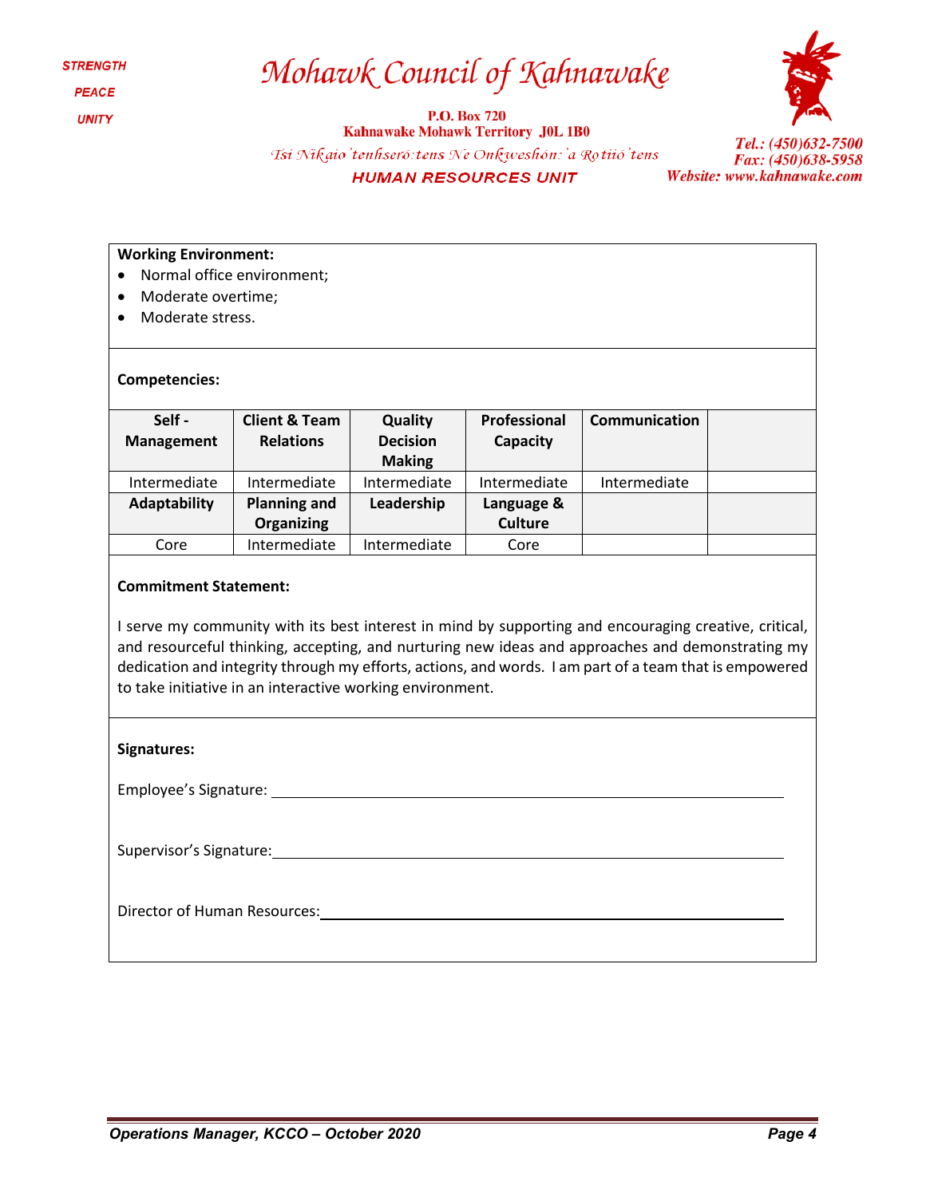**Working Environment:**

- Normal office environment;
- Moderate overtime;
- Moderate stress.

**Competencies:**

| Self - Management | Client & Team Relations | Quality Decision Making | Professional Capacity | Communication | |
|---|---|---|---|---|---|
| Intermediate | Intermediate | Intermediate | Intermediate | Intermediate | |
| **Adaptability** | **Planning and Organizing** | **Leadership** | **Language & Culture** | | |
| Core | Intermediate | Intermediate | Core | | |

**Commitment Statement:**

I serve my community with its best interest in mind by supporting and encouraging creative, critical, and resourceful thinking, accepting, and nurturing new ideas and approaches and demonstrating my dedication and integrity through my efforts, actions, and words. I am part of a team that is empowered to take initiative in an interactive working environment.

**Signatures:**

Employee's Signature: ____________________________________________

Supervisor's Signature: ____________________________________________

Director of Human Resources: ____________________________________________